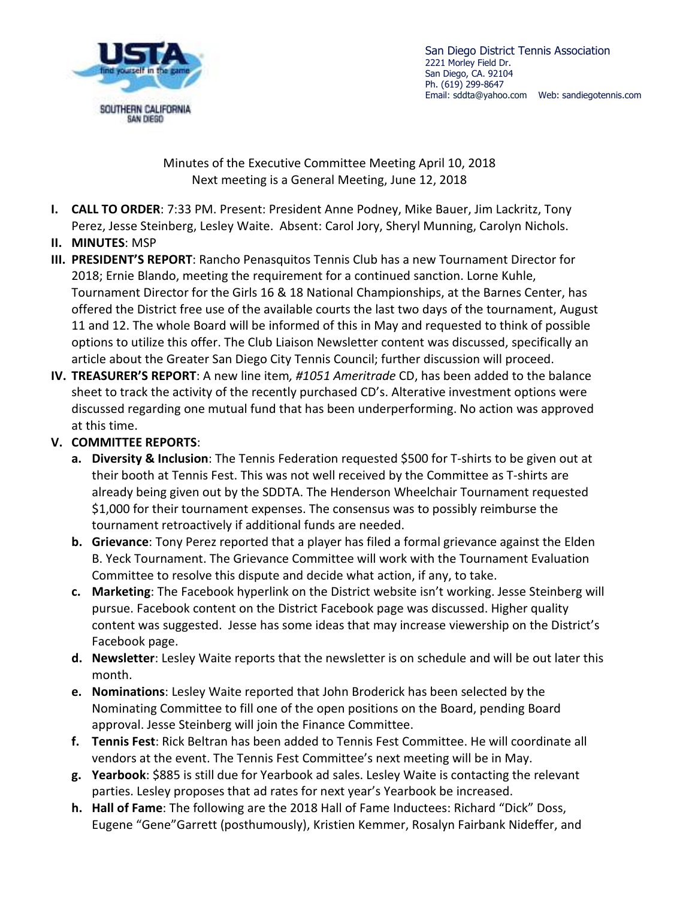San Diego District Tennis Association
2221 Morley Field Dr.
San Diego, CA. 92104
Ph. (619) 299-8647
Email: sddta@yahoo.com Web: sandiegotennis.com

Minutes of the Executive Committee Meeting April 10, 2018
Next meeting is a General Meeting, June 12, 2018

I. **CALL TO ORDER**: 7:33 PM. Present: President Anne Podney, Mike Bauer, Jim Lackritz, Tony Perez, Jesse Steinberg, Lesley Waite. Absent: Carol Jory, Sheryl Munning, Carolyn Nichols.

II. **MINUTES**: MSP

III. **PRESIDENT'S REPORT**: Rancho Penasquitos Tennis Club has a new Tournament Director for 2018; Ernie Blando, meeting the requirement for a continued sanction. Lorne Kuhle, Tournament Director for the Girls 16 & 18 National Championships, at the Barnes Center, has offered the District free use of the available courts the last two days of the tournament, August 11 and 12. The whole Board will be informed of this in May and requested to think of possible options to utilize this offer. The Club Liaison Newsletter content was discussed, specifically an article about the Greater San Diego City Tennis Council; further discussion will proceed.

IV. **TREASURER'S REPORT**: A new line item*, #1051 Ameritrade* CD, has been added to the balance sheet to track the activity of the recently purchased CD's. Alterative investment options were discussed regarding one mutual fund that has been underperforming. No action was approved at this time.

V. **COMMITTEE REPORTS**:

   a. **Diversity & Inclusion**: The Tennis Federation requested $500 for T-shirts to be given out at their booth at Tennis Fest. This was not well received by the Committee as T-shirts are already being given out by the SDDTA. The Henderson Wheelchair Tournament requested $1,000 for their tournament expenses. The consensus was to possibly reimburse the tournament retroactively if additional funds are needed.

   b. **Grievance**: Tony Perez reported that a player has filed a formal grievance against the Elden B. Yeck Tournament. The Grievance Committee will work with the Tournament Evaluation Committee to resolve this dispute and decide what action, if any, to take.

   c. **Marketing**: The Facebook hyperlink on the District website isn't working. Jesse Steinberg will pursue. Facebook content on the District Facebook page was discussed. Higher quality content was suggested. Jesse has some ideas that may increase viewership on the District's Facebook page.

   d. **Newsletter**: Lesley Waite reports that the newsletter is on schedule and will be out later this month.

   e. **Nominations**: Lesley Waite reported that John Broderick has been selected by the Nominating Committee to fill one of the open positions on the Board, pending Board approval. Jesse Steinberg will join the Finance Committee.

   f. **Tennis Fest**: Rick Beltran has been added to Tennis Fest Committee. He will coordinate all vendors at the event. The Tennis Fest Committee's next meeting will be in May.

   g. **Yearbook**: $885 is still due for Yearbook ad sales. Lesley Waite is contacting the relevant parties. Lesley proposes that ad rates for next year's Yearbook be increased.

   h. **Hall of Fame**: The following are the 2018 Hall of Fame Inductees: Richard "Dick" Doss, Eugene "Gene"Garrett (posthumously), Kristien Kemmer, Rosalyn Fairbank Nideffer, and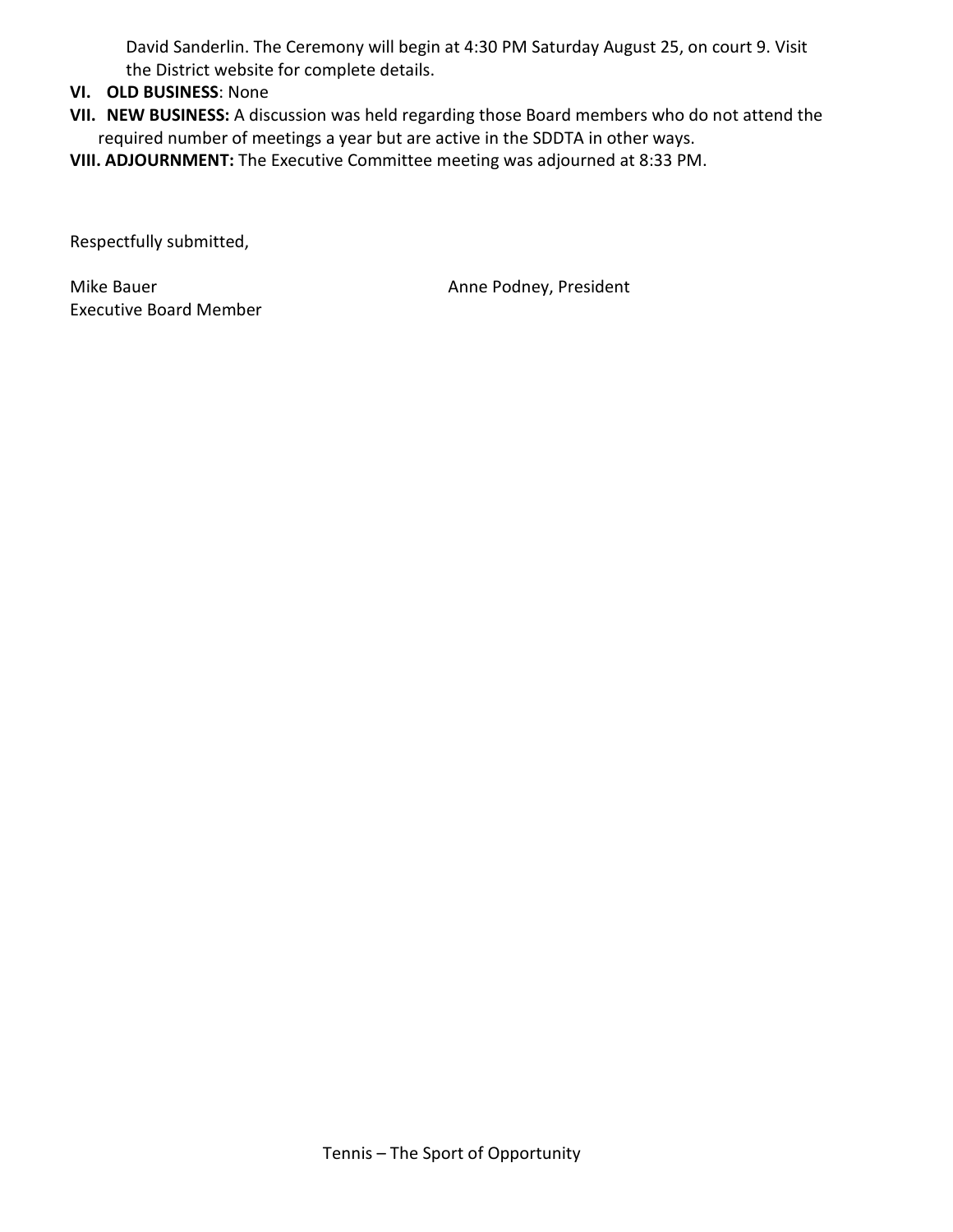David Sanderlin. The Ceremony will begin at 4:30 PM Saturday August 25, on court 9. Visit the District website for complete details.

**VI. OLD BUSINESS**: None

**VII. NEW BUSINESS:** A discussion was held regarding those Board members who do not attend the required number of meetings a year but are active in the SDDTA in other ways.

**VIII. ADJOURNMENT:** The Executive Committee meeting was adjourned at 8:33 PM.

Respectfully submitted,

Mike Bauer
Executive Board Member

Anne Podney, President

Tennis – The Sport of Opportunity